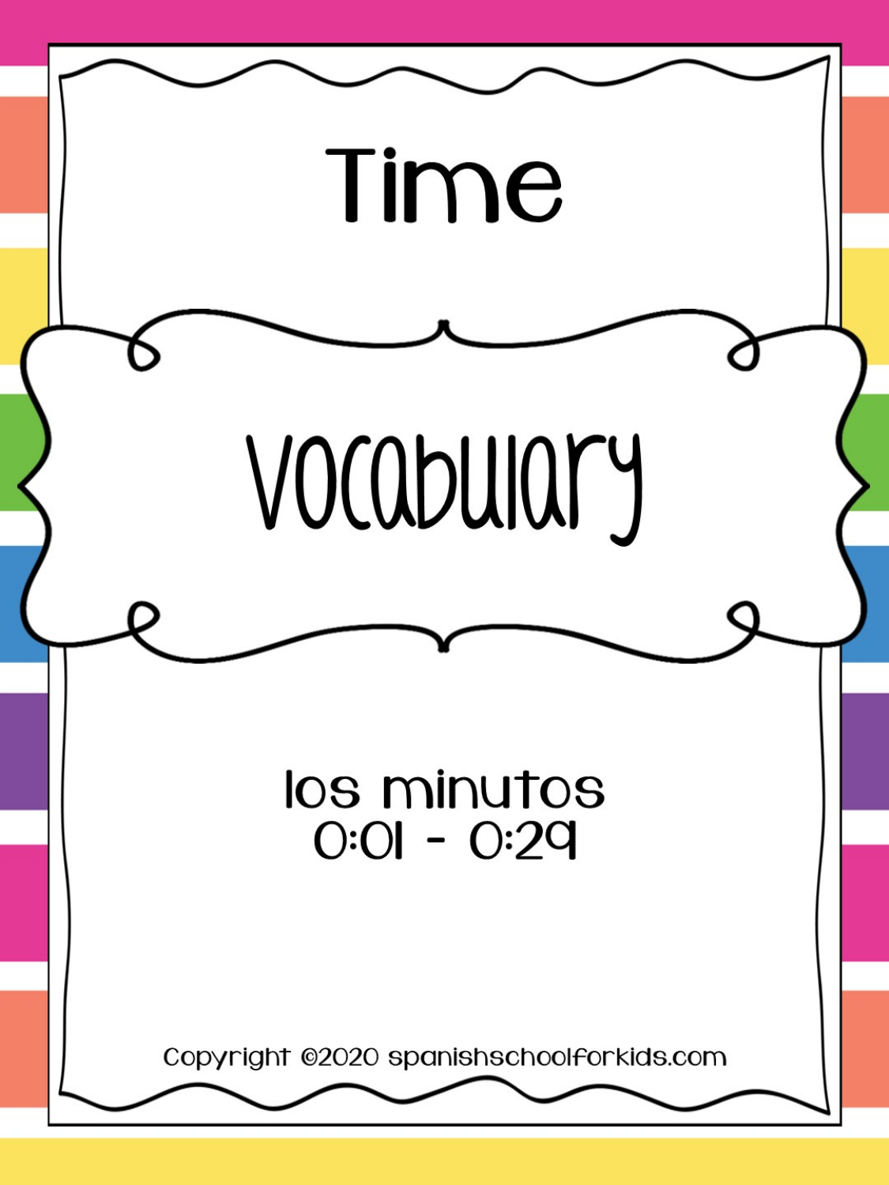# Time

## Vocabulary

los minutos
0:01 - 0:29

Copyright ©2020 spanishschoolforkids.com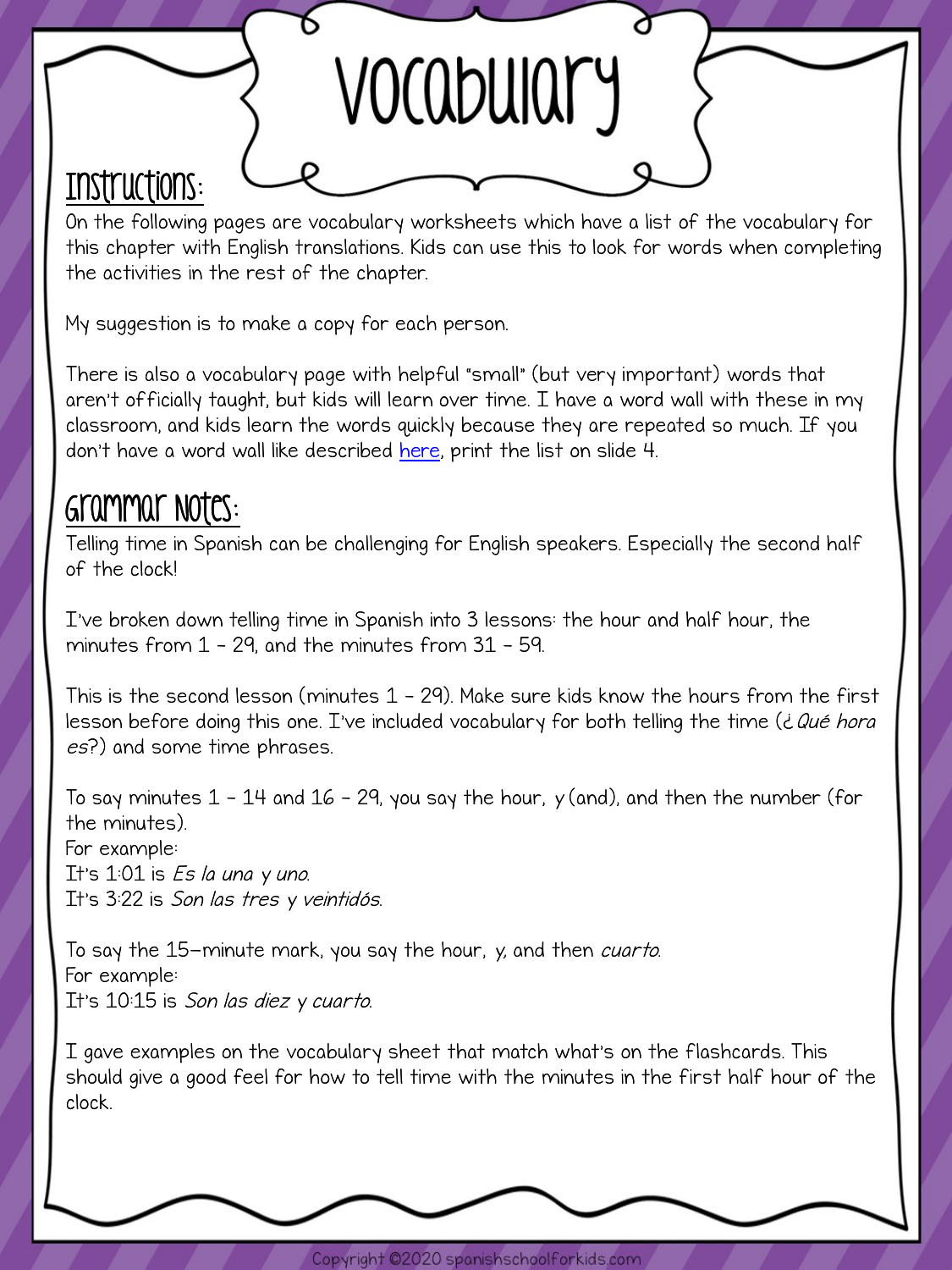# Vocabulary

## Instructions:

On the following pages are vocabulary worksheets which have a list of the vocabulary for this chapter with English translations. Kids can use this to look for words when completing the activities in the rest of the chapter.

My suggestion is to make a copy for each person.

There is also a vocabulary page with helpful "small" (but very important) words that aren't officially taught, but kids will learn over time. I have a word wall with these in my classroom, and kids learn the words quickly because they are repeated so much. If you don't have a word wall like described here, print the list on slide 4.

## Grammar Notes:

Telling time in Spanish can be challenging for English speakers. Especially the second half of the clock!

I've broken down telling time in Spanish into 3 lessons: the hour and half hour, the minutes from 1 - 29, and the minutes from 31 - 59.

This is the second lesson (minutes 1 - 29). Make sure kids know the hours from the first lesson before doing this one. I've included vocabulary for both telling the time (*¿Qué hora es*?) and some time phrases.

To say minutes 1 - 14 and 16 - 29, you say the hour, *y* (and), and then the number (for the minutes).
For example:
It's 1:01 is *Es la una y uno.*
It's 3:22 is *Son las tres y veintidós.*

To say the 15-minute mark, you say the hour, *y*, and then *cuarto.*
For example:
It's 10:15 is *Son las diez y cuarto.*

I gave examples on the vocabulary sheet that match what's on the flashcards. This should give a good feel for how to tell time with the minutes in the first half hour of the clock.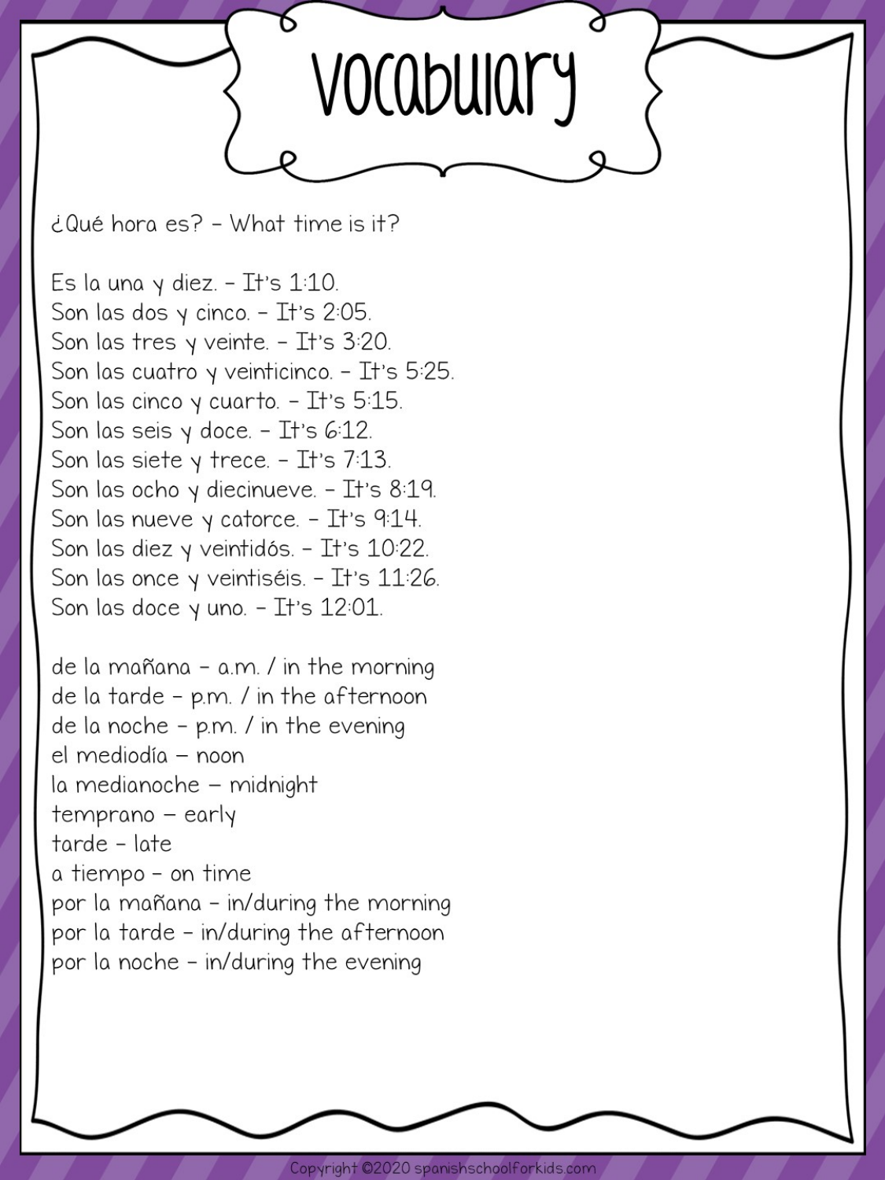# Vocabulary

¿Qué hora es? – What time is it?

Es la una y diez. – It's 1:10.
Son las dos y cinco. – It's 2:05.
Son las tres y veinte. – It's 3:20.
Son las cuatro y veinticinco. – It's 5:25.
Son las cinco y cuarto. – It's 5:15.
Son las seis y doce. – It's 6:12.
Son las siete y trece. – It's 7:13.
Son las ocho y diecinueve. – It's 8:19.
Son las nueve y catorce. – It's 9:14.
Son las diez y veintidós. – It's 10:22.
Son las once y veintiséis. – It's 11:26.
Son las doce y uno. – It's 12:01.

de la mañana – a.m. / in the morning
de la tarde – p.m. / in the afternoon
de la noche – p.m. / in the evening
el mediodía – noon
la medianoche – midnight
temprano – early
tarde – late
a tiempo – on time
por la mañana – in/during the morning
por la tarde – in/during the afternoon
por la noche – in/during the evening

Copyright ©2020 spanishschoolforkids.com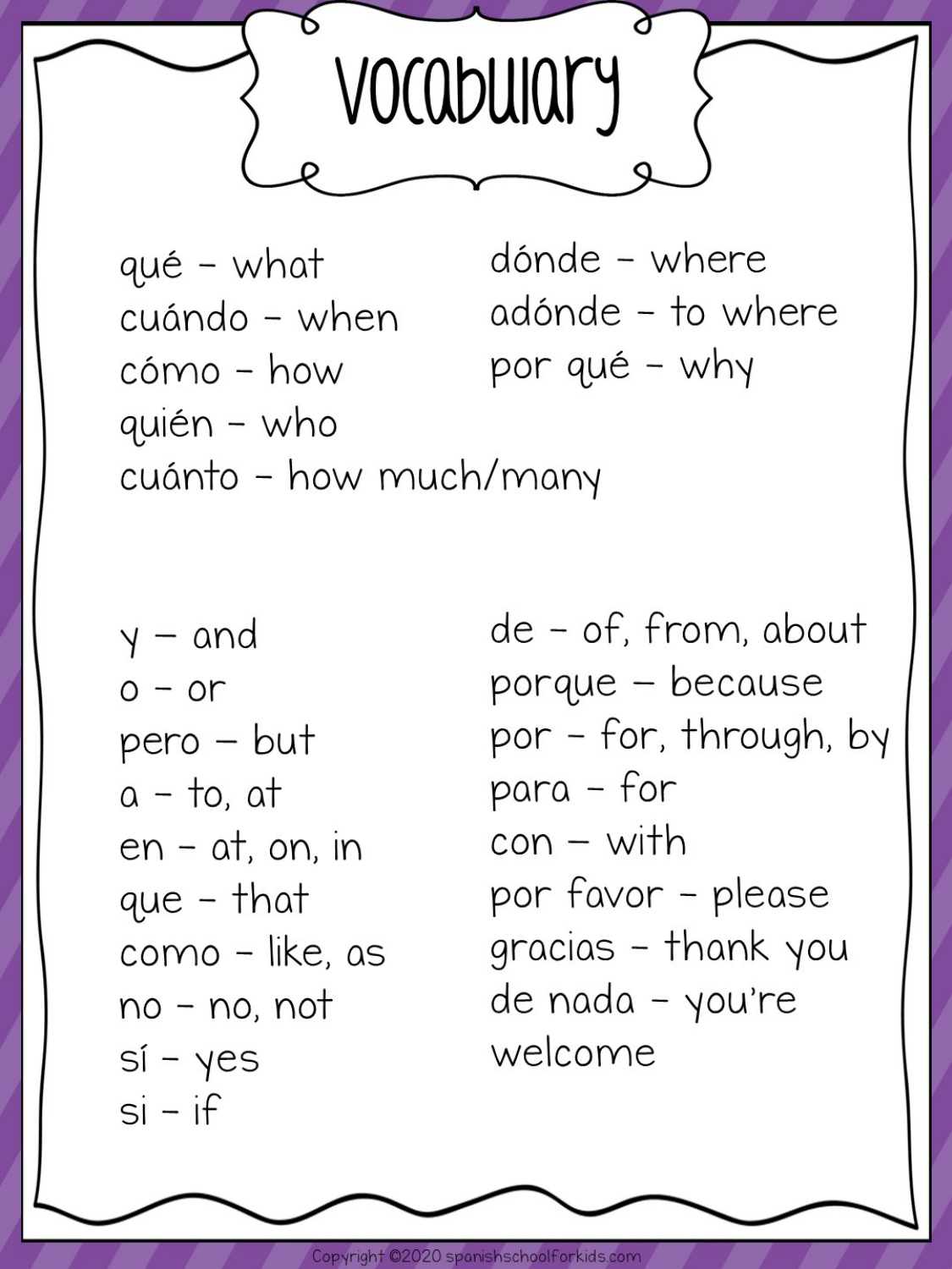# Vocabulary

qué – what
cuándo – when
cómo – how
quién – who
cuánto – how much/many
dónde – where
adónde – to where
por qué – why

y – and
o – or
pero – but
a – to, at
en – at, on, in
que – that
como – like, as
no – no, not
sí – yes
si – if
de – of, from, about
porque – because
por – for, through, by
para – for
con – with
por favor – please
gracias – thank you
de nada – you're welcome

Copyright ©2020 spanishschoolforkids.com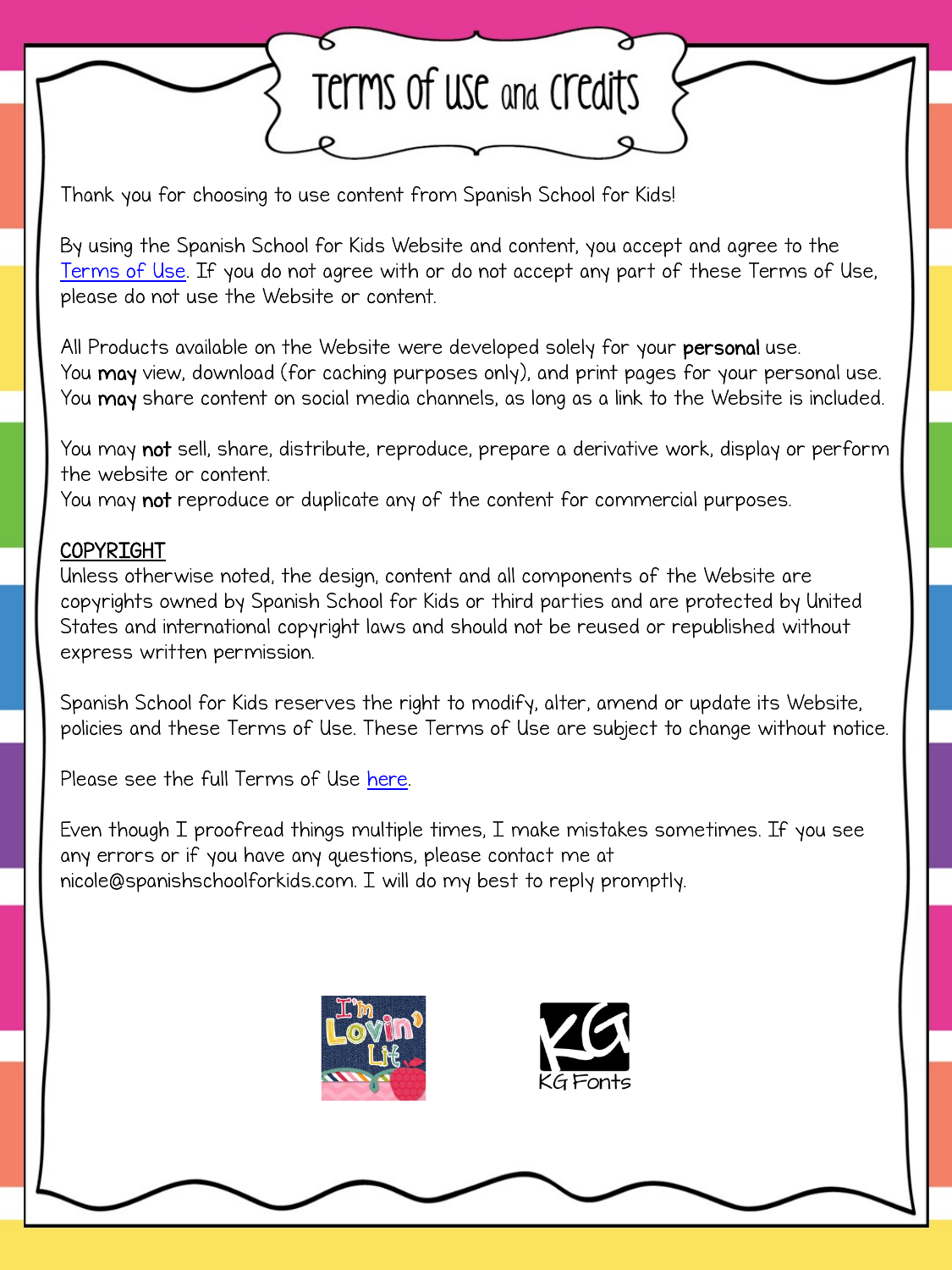# Terms of Use and Credits

Thank you for choosing to use content from Spanish School for Kids!

By using the Spanish School for Kids Website and content, you accept and agree to the Terms of Use. If you do not agree with or do not accept any part of these Terms of Use, please do not use the Website or content.

All Products available on the Website were developed solely for your **personal** use.
You **may** view, download (for caching purposes only), and print pages for your personal use.
You **may** share content on social media channels, as long as a link to the Website is included.

You may **not** sell, share, distribute, reproduce, prepare a derivative work, display or perform the website or content.
You may **not** reproduce or duplicate any of the content for commercial purposes.

COPYRIGHT
Unless otherwise noted, the design, content and all components of the Website are copyrights owned by Spanish School for Kids or third parties and are protected by United States and international copyright laws and should not be reused or republished without express written permission.

Spanish School for Kids reserves the right to modify, alter, amend or update its Website, policies and these Terms of Use. These Terms of Use are subject to change without notice.

Please see the full Terms of Use here.

Even though I proofread things multiple times, I make mistakes sometimes. If you see any errors or if you have any questions, please contact me at nicole@spanishschoolforkids.com. I will do my best to reply promptly.

I'm Lovin' Lit

KG Fonts